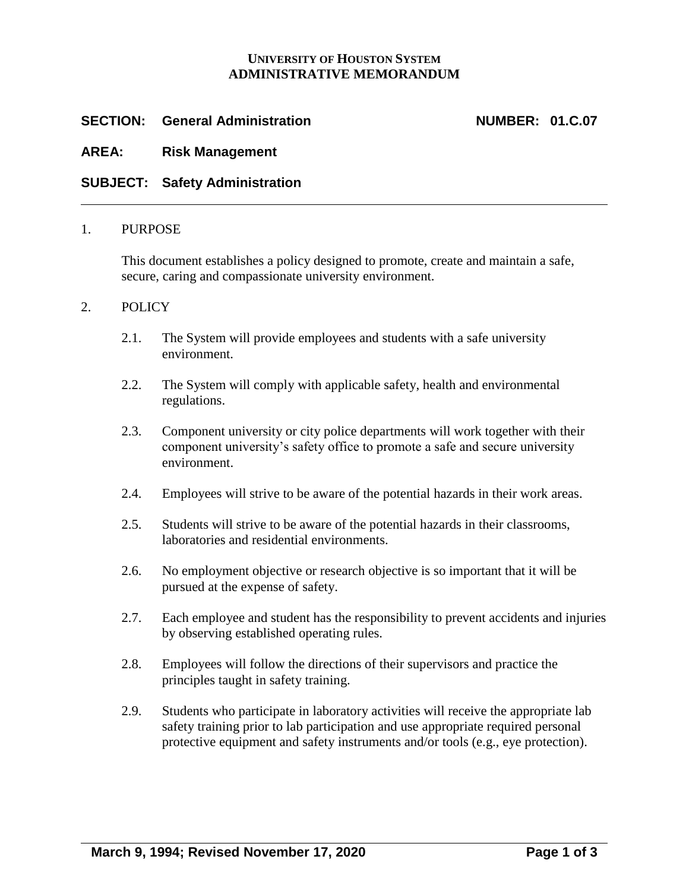**UNIVERSITY OF HOUSTON SYSTEM**
**ADMINISTRATIVE MEMORANDUM**

**SECTION: General Administration** **NUMBER: 01.C.07**

**AREA: Risk Management**

**SUBJECT: Safety Administration**

---

1. PURPOSE

   This document establishes a policy designed to promote, create and maintain a safe, secure, caring and compassionate university environment.

2. POLICY

   2.1. The System will provide employees and students with a safe university environment.

   2.2. The System will comply with applicable safety, health and environmental regulations.

   2.3. Component university or city police departments will work together with their component university's safety office to promote a safe and secure university environment.

   2.4. Employees will strive to be aware of the potential hazards in their work areas.

   2.5. Students will strive to be aware of the potential hazards in their classrooms, laboratories and residential environments.

   2.6. No employment objective or research objective is so important that it will be pursued at the expense of safety.

   2.7. Each employee and student has the responsibility to prevent accidents and injuries by observing established operating rules.

   2.8. Employees will follow the directions of their supervisors and practice the principles taught in safety training.

   2.9. Students who participate in laboratory activities will receive the appropriate lab safety training prior to lab participation and use appropriate required personal protective equipment and safety instruments and/or tools (e.g., eye protection).

March 9, 1994; Revised November 17, 2020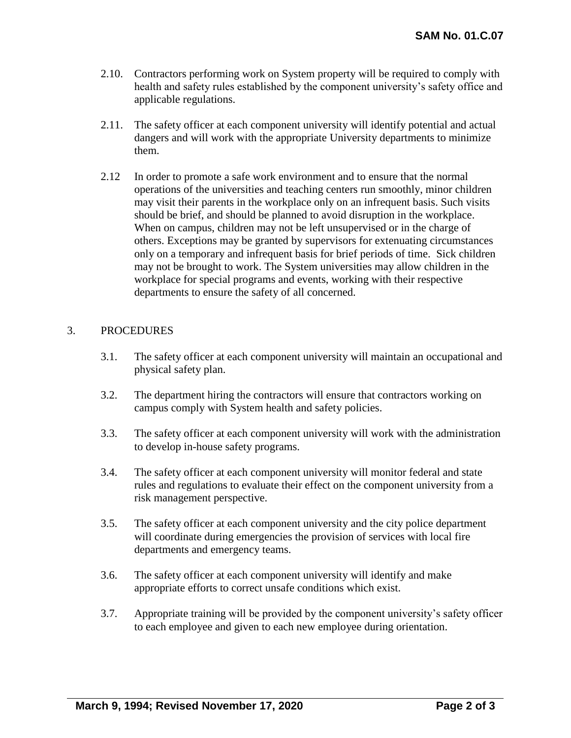2.10. Contractors performing work on System property will be required to comply with health and safety rules established by the component university's safety office and applicable regulations.

2.11. The safety officer at each component university will identify potential and actual dangers and will work with the appropriate University departments to minimize them.

2.12 In order to promote a safe work environment and to ensure that the normal operations of the universities and teaching centers run smoothly, minor children may visit their parents in the workplace only on an infrequent basis. Such visits should be brief, and should be planned to avoid disruption in the workplace. When on campus, children may not be left unsupervised or in the charge of others. Exceptions may be granted by supervisors for extenuating circumstances only on a temporary and infrequent basis for brief periods of time. Sick children may not be brought to work. The System universities may allow children in the workplace for special programs and events, working with their respective departments to ensure the safety of all concerned.

## 3. PROCEDURES

3.1. The safety officer at each component university will maintain an occupational and physical safety plan.

3.2. The department hiring the contractors will ensure that contractors working on campus comply with System health and safety policies.

3.3. The safety officer at each component university will work with the administration to develop in-house safety programs.

3.4. The safety officer at each component university will monitor federal and state rules and regulations to evaluate their effect on the component university from a risk management perspective.

3.5. The safety officer at each component university and the city police department will coordinate during emergencies the provision of services with local fire departments and emergency teams.

3.6. The safety officer at each component university will identify and make appropriate efforts to correct unsafe conditions which exist.

3.7. Appropriate training will be provided by the component university's safety officer to each employee and given to each new employee during orientation.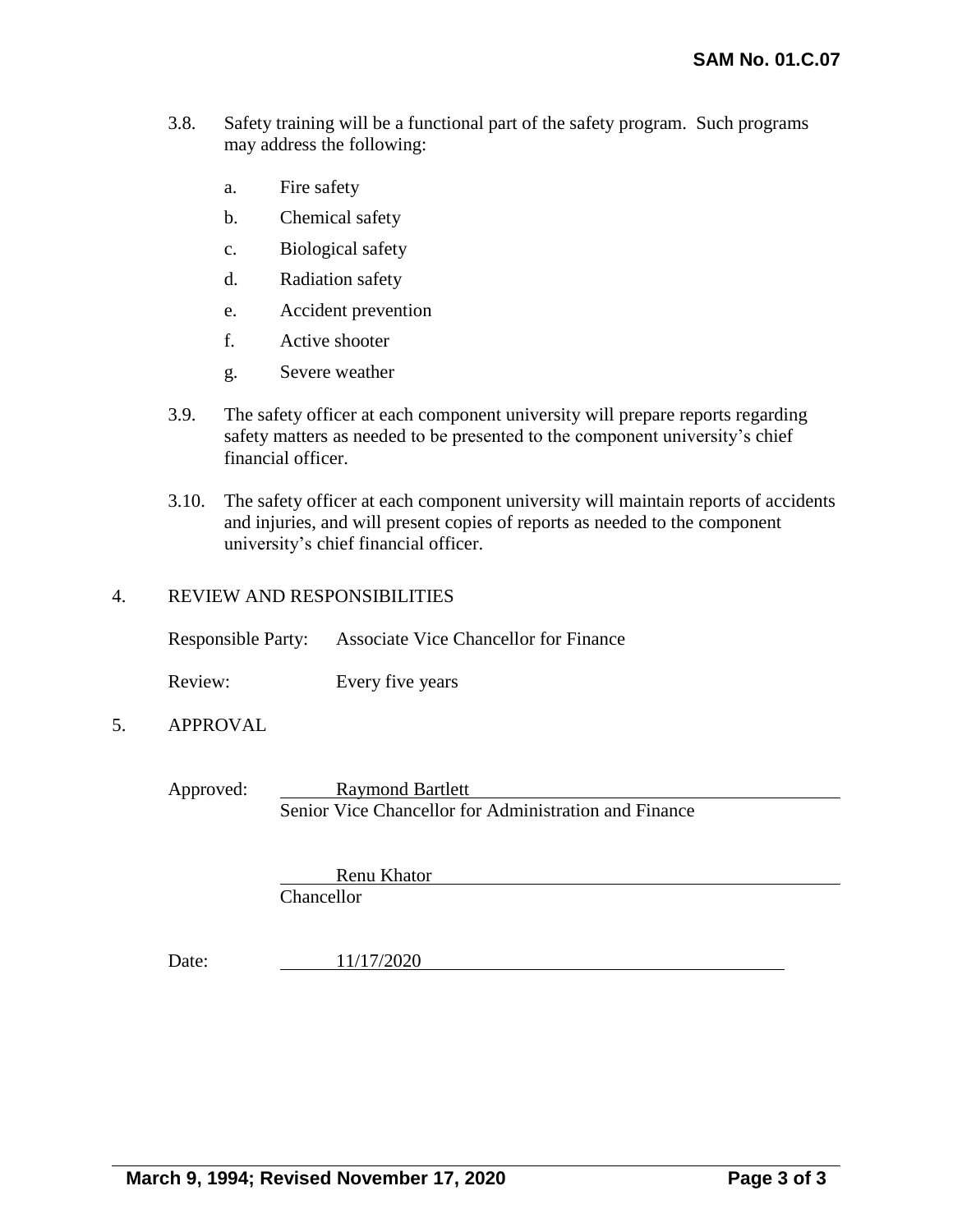3.8. Safety training will be a functional part of the safety program. Such programs may address the following:

   a. Fire safety
   b. Chemical safety
   c. Biological safety
   d. Radiation safety
   e. Accident prevention
   f. Active shooter
   g. Severe weather

3.9. The safety officer at each component university will prepare reports regarding safety matters as needed to be presented to the component university's chief financial officer.

3.10. The safety officer at each component university will maintain reports of accidents and injuries, and will present copies of reports as needed to the component university's chief financial officer.

## 4. REVIEW AND RESPONSIBILITIES

Responsible Party: Associate Vice Chancellor for Finance

Review: Every five years

## 5. APPROVAL

Approved: Raymond Bartlett
Senior Vice Chancellor for Administration and Finance

Renu Khator
Chancellor

Date: 11/17/2020